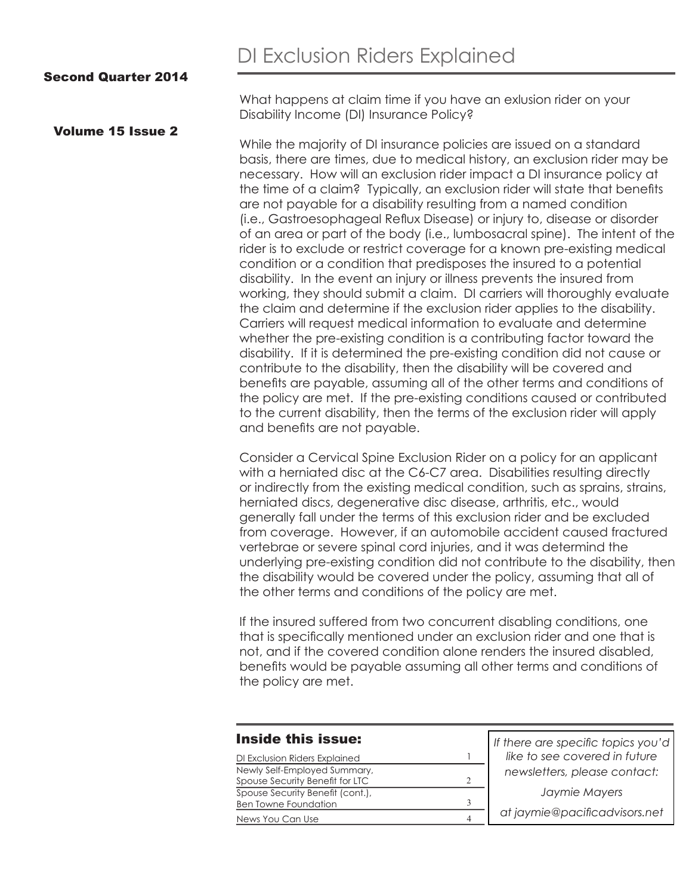# DI Exclusion Riders Explained

**Second Quarter 2014**

**Volume 15 Issue 2**

What happens at claim time if you have an exlusion rider on your Disability Income (DI) Insurance Policy?

While the majority of DI insurance policies are issued on a standard basis, there are times, due to medical history, an exclusion rider may be necessary. How will an exclusion rider impact a DI insurance policy at the time of a claim? Typically, an exclusion rider will state that benefits are not payable for a disability resulting from a named condition (i.e., Gastroesophageal Reflux Disease) or injury to, disease or disorder of an area or part of the body (i.e., lumbosacral spine). The intent of the rider is to exclude or restrict coverage for a known pre-existing medical condition or a condition that predisposes the insured to a potential disability. In the event an injury or illness prevents the insured from working, they should submit a claim. DI carriers will thoroughly evaluate the claim and determine if the exclusion rider applies to the disability. Carriers will request medical information to evaluate and determine whether the pre-existing condition is a contributing factor toward the disability. If it is determined the pre-existing condition did not cause or contribute to the disability, then the disability will be covered and benefits are payable, assuming all of the other terms and conditions of the policy are met. If the pre-existing conditions caused or contributed to the current disability, then the terms of the exclusion rider will apply and benefits are not payable.

Consider a Cervical Spine Exclusion Rider on a policy for an applicant with a herniated disc at the C6-C7 area. Disabilities resulting directly or indirectly from the existing medical condition, such as sprains, strains, herniated discs, degenerative disc disease, arthritis, etc., would generally fall under the terms of this exclusion rider and be excluded from coverage. However, if an automobile accident caused fractured vertebrae or severe spinal cord injuries, and it was determind the underlying pre-existing condition did not contribute to the disability, then the disability would be covered under the policy, assuming that all of the other terms and conditions of the policy are met.

If the insured suffered from two concurrent disabling conditions, one that is specifically mentioned under an exclusion rider and one that is not, and if the covered condition alone renders the insured disabled, benefits would be payable assuming all other terms and conditions of the policy are met.

## Inside this issue:

| | |
|---|---|
| DI Exclusion Riders Explained | 1 |
| Newly Self-Employed Summary, Spouse Security Benefit for LTC | 2 |
| Spouse Security Benefit (cont.), Ben Towne Foundation | 3 |
| News You Can Use | 4 |

*If there are specific topics you'd like to see covered in future newsletters, please contact:*

*Jaymie Mayers*

*at jaymie@pacificadvisors.net*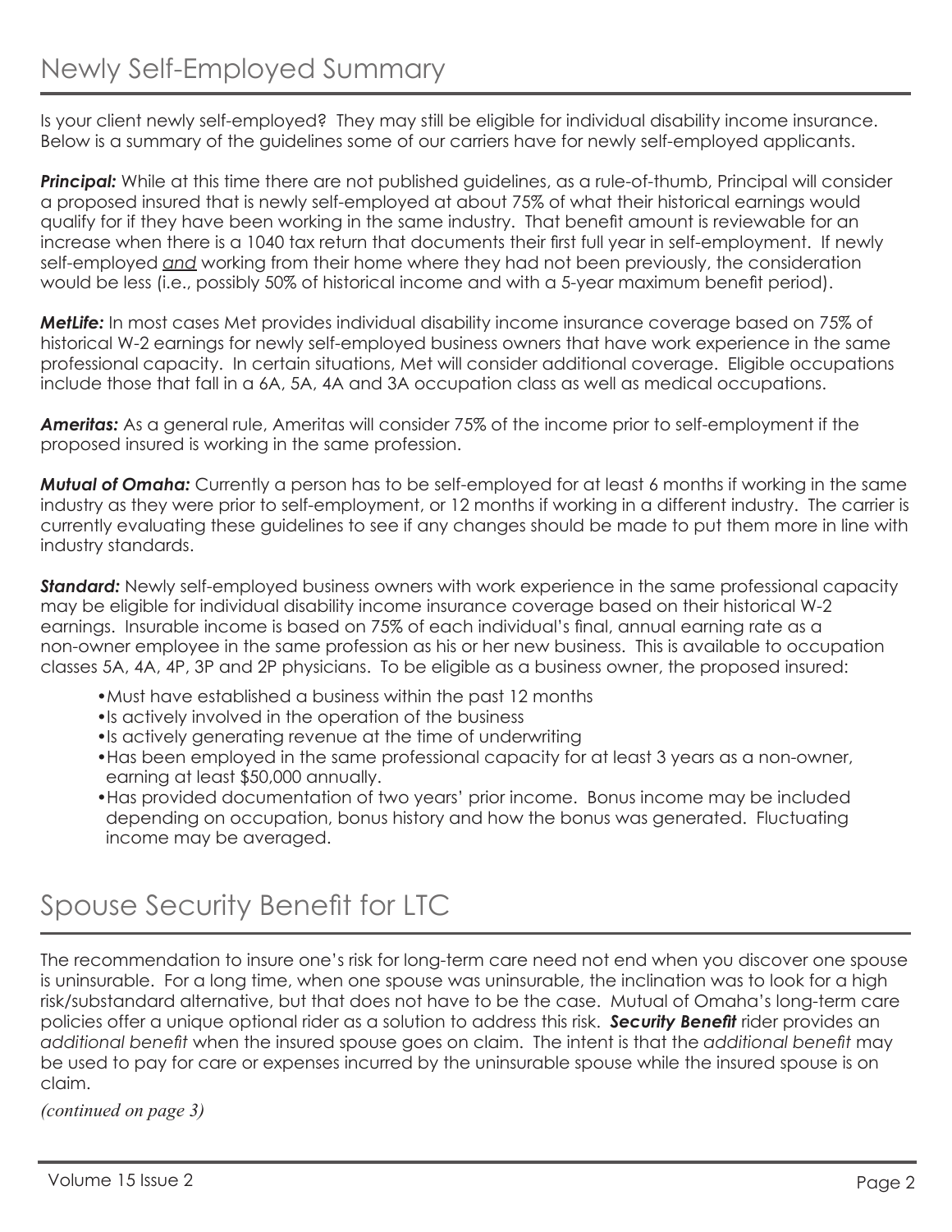## Newly Self-Employed Summary

Is your client newly self-employed? They may still be eligible for individual disability income insurance. Below is a summary of the guidelines some of our carriers have for newly self-employed applicants.

***Principal:*** While at this time there are not published guidelines, as a rule-of-thumb, Principal will consider a proposed insured that is newly self-employed at about 75% of what their historical earnings would qualify for if they have been working in the same industry. That benefit amount is reviewable for an increase when there is a 1040 tax return that documents their first full year in self-employment. If newly self-employed *and* working from their home where they had not been previously, the consideration would be less (i.e., possibly 50% of historical income and with a 5-year maximum benefit period).

***MetLife:*** In most cases Met provides individual disability income insurance coverage based on 75% of historical W-2 earnings for newly self-employed business owners that have work experience in the same professional capacity. In certain situations, Met will consider additional coverage. Eligible occupations include those that fall in a 6A, 5A, 4A and 3A occupation class as well as medical occupations.

***Ameritas:*** As a general rule, Ameritas will consider 75% of the income prior to self-employment if the proposed insured is working in the same profession.

***Mutual of Omaha:*** Currently a person has to be self-employed for at least 6 months if working in the same industry as they were prior to self-employment, or 12 months if working in a different industry. The carrier is currently evaluating these guidelines to see if any changes should be made to put them more in line with industry standards.

***Standard:*** Newly self-employed business owners with work experience in the same professional capacity may be eligible for individual disability income insurance coverage based on their historical W-2 earnings. Insurable income is based on 75% of each individual's final, annual earning rate as a non-owner employee in the same profession as his or her new business. This is available to occupation classes 5A, 4A, 4P, 3P and 2P physicians. To be eligible as a business owner, the proposed insured:

- Must have established a business within the past 12 months
- Is actively involved in the operation of the business
- Is actively generating revenue at the time of underwriting
- Has been employed in the same professional capacity for at least 3 years as a non-owner, earning at least $50,000 annually.
- Has provided documentation of two years' prior income. Bonus income may be included depending on occupation, bonus history and how the bonus was generated. Fluctuating income may be averaged.

## Spouse Security Benefit for LTC

The recommendation to insure one's risk for long-term care need not end when you discover one spouse is uninsurable. For a long time, when one spouse was uninsurable, the inclination was to look for a high risk/substandard alternative, but that does not have to be the case. Mutual of Omaha's long-term care policies offer a unique optional rider as a solution to address this risk. ***Security Benefit*** rider provides an *additional benefit* when the insured spouse goes on claim. The intent is that the *additional benefit* may be used to pay for care or expenses incurred by the uninsurable spouse while the insured spouse is on claim.

*(continued on page 3)*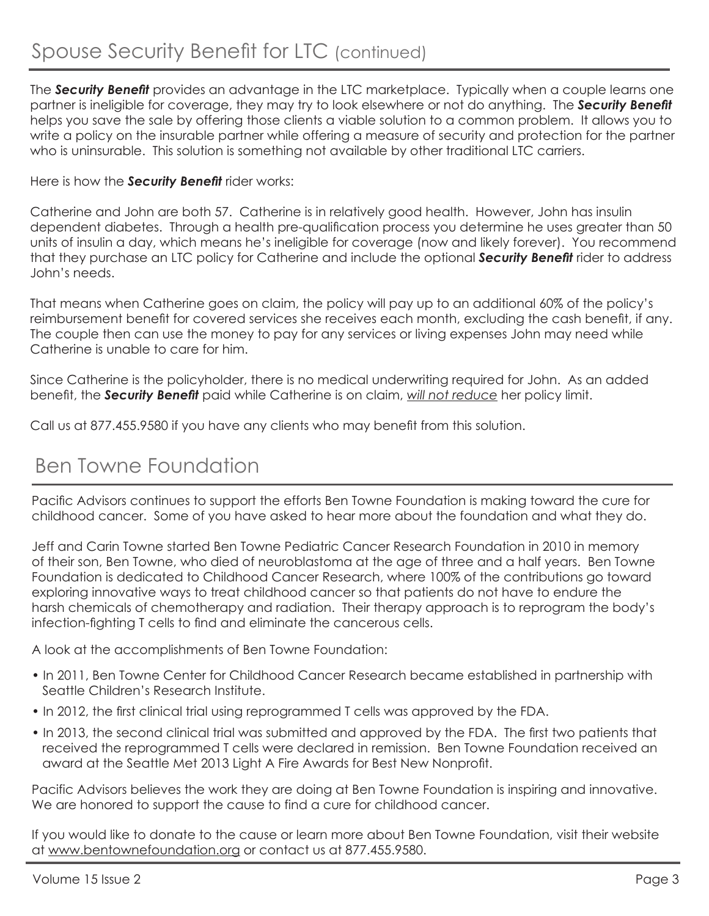## Spouse Security Benefit for LTC (continued)

The ***Security Benefit*** provides an advantage in the LTC marketplace. Typically when a couple learns one partner is ineligible for coverage, they may try to look elsewhere or not do anything. The ***Security Benefit*** helps you save the sale by offering those clients a viable solution to a common problem. It allows you to write a policy on the insurable partner while offering a measure of security and protection for the partner who is uninsurable. This solution is something not available by other traditional LTC carriers.

Here is how the ***Security Benefit*** rider works:

Catherine and John are both 57. Catherine is in relatively good health. However, John has insulin dependent diabetes. Through a health pre-qualification process you determine he uses greater than 50 units of insulin a day, which means he's ineligible for coverage (now and likely forever). You recommend that they purchase an LTC policy for Catherine and include the optional ***Security Benefit*** rider to address John's needs.

That means when Catherine goes on claim, the policy will pay up to an additional 60% of the policy's reimbursement benefit for covered services she receives each month, excluding the cash benefit, if any. The couple then can use the money to pay for any services or living expenses John may need while Catherine is unable to care for him.

Since Catherine is the policyholder, there is no medical underwriting required for John. As an added benefit, the ***Security Benefit*** paid while Catherine is on claim, <u>*will not reduce*</u> her policy limit.

Call us at 877.455.9580 if you have any clients who may benefit from this solution.

## Ben Towne Foundation

Pacific Advisors continues to support the efforts Ben Towne Foundation is making toward the cure for childhood cancer. Some of you have asked to hear more about the foundation and what they do.

Jeff and Carin Towne started Ben Towne Pediatric Cancer Research Foundation in 2010 in memory of their son, Ben Towne, who died of neuroblastoma at the age of three and a half years. Ben Towne Foundation is dedicated to Childhood Cancer Research, where 100% of the contributions go toward exploring innovative ways to treat childhood cancer so that patients do not have to endure the harsh chemicals of chemotherapy and radiation. Their therapy approach is to reprogram the body's infection-fighting T cells to find and eliminate the cancerous cells.

A look at the accomplishments of Ben Towne Foundation:

- In 2011, Ben Towne Center for Childhood Cancer Research became established in partnership with Seattle Children's Research Institute.
- In 2012, the first clinical trial using reprogrammed T cells was approved by the FDA.
- In 2013, the second clinical trial was submitted and approved by the FDA. The first two patients that received the reprogrammed T cells were declared in remission. Ben Towne Foundation received an award at the Seattle Met 2013 Light A Fire Awards for Best New Nonprofit.

Pacific Advisors believes the work they are doing at Ben Towne Foundation is inspiring and innovative. We are honored to support the cause to find a cure for childhood cancer.

If you would like to donate to the cause or learn more about Ben Towne Foundation, visit their website at <u>www.bentownefoundation.org</u> or contact us at 877.455.9580.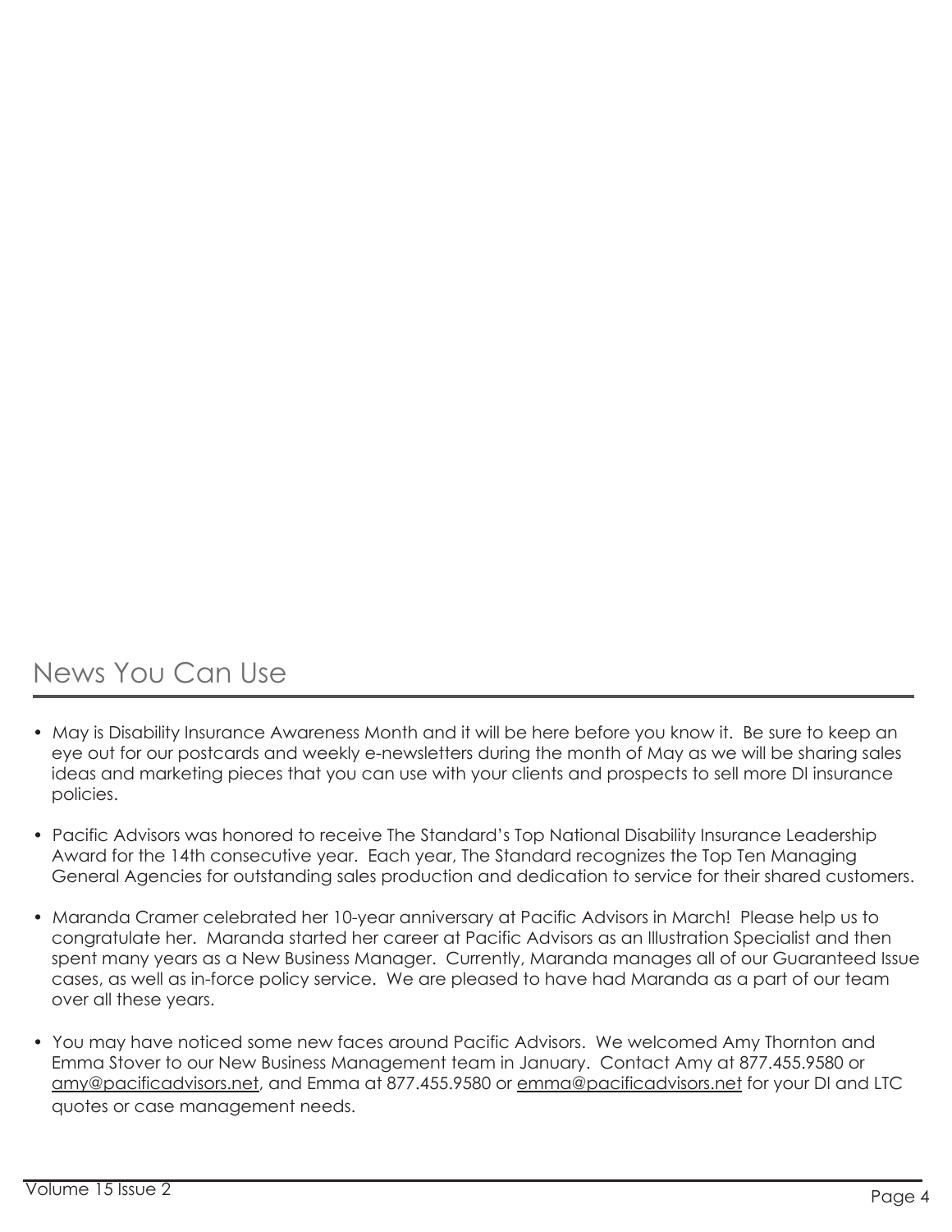## News You Can Use

- May is Disability Insurance Awareness Month and it will be here before you know it. Be sure to keep an eye out for our postcards and weekly e-newsletters during the month of May as we will be sharing sales ideas and marketing pieces that you can use with your clients and prospects to sell more DI insurance policies.

- Pacific Advisors was honored to receive The Standard's Top National Disability Insurance Leadership Award for the 14th consecutive year. Each year, The Standard recognizes the Top Ten Managing General Agencies for outstanding sales production and dedication to service for their shared customers.

- Maranda Cramer celebrated her 10-year anniversary at Pacific Advisors in March! Please help us to congratulate her. Maranda started her career at Pacific Advisors as an Illustration Specialist and then spent many years as a New Business Manager. Currently, Maranda manages all of our Guaranteed Issue cases, as well as in-force policy service. We are pleased to have had Maranda as a part of our team over all these years.

- You may have noticed some new faces around Pacific Advisors. We welcomed Amy Thornton and Emma Stover to our New Business Management team in January. Contact Amy at 877.455.9580 or amy@pacificadvisors.net, and Emma at 877.455.9580 or emma@pacificadvisors.net for your DI and LTC quotes or case management needs.